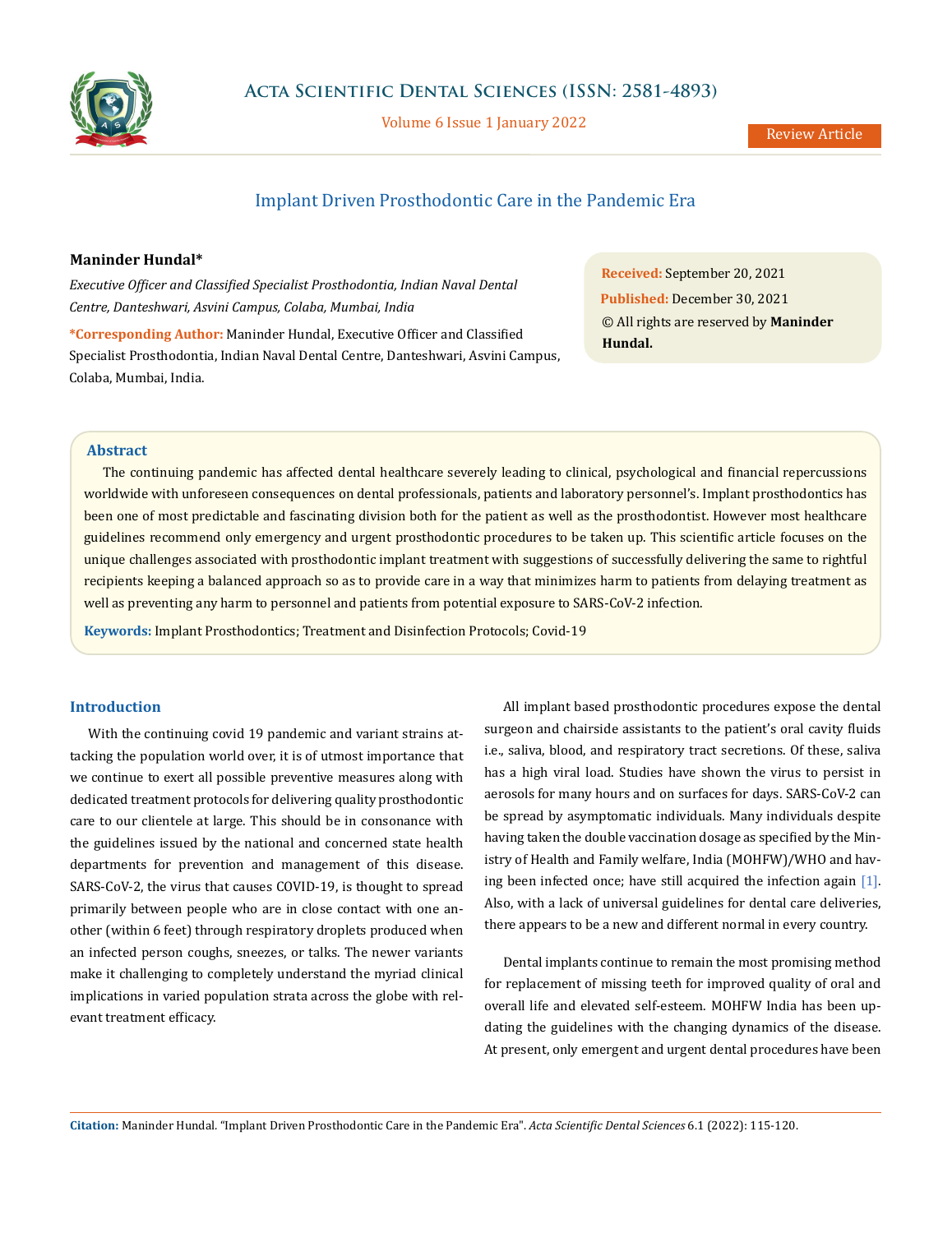Review Article

# Implant Driven Prosthodontic Care in the Pandemic Era

**Maninder Hundal***

*Executive Officer and Classified Specialist Prosthodontia, Indian Naval Dental Centre, Danteshwari, Asvini Campus, Colaba, Mumbai, India*

**\*Corresponding Author:** Maninder Hundal, Executive Officer and Classified Specialist Prosthodontia, Indian Naval Dental Centre, Danteshwari, Asvini Campus, Colaba, Mumbai, India.

**Received:** September 20, 2021
**Published:** December 30, 2021
© All rights are reserved by **Maninder Hundal.**

## Abstract

The continuing pandemic has affected dental healthcare severely leading to clinical, psychological and financial repercussions worldwide with unforeseen consequences on dental professionals, patients and laboratory personnel's. Implant prosthodontics has been one of most predictable and fascinating division both for the patient as well as the prosthodontist. However most healthcare guidelines recommend only emergency and urgent prosthodontic procedures to be taken up. This scientific article focuses on the unique challenges associated with prosthodontic implant treatment with suggestions of successfully delivering the same to rightful recipients keeping a balanced approach so as to provide care in a way that minimizes harm to patients from delaying treatment as well as preventing any harm to personnel and patients from potential exposure to SARS-CoV-2 infection.

**Keywords:** Implant Prosthodontics; Treatment and Disinfection Protocols; Covid-19

## Introduction

With the continuing covid 19 pandemic and variant strains attacking the population world over, it is of utmost importance that we continue to exert all possible preventive measures along with dedicated treatment protocols for delivering quality prosthodontic care to our clientele at large. This should be in consonance with the guidelines issued by the national and concerned state health departments for prevention and management of this disease. SARS-CoV-2, the virus that causes COVID-19, is thought to spread primarily between people who are in close contact with one another (within 6 feet) through respiratory droplets produced when an infected person coughs, sneezes, or talks. The newer variants make it challenging to completely understand the myriad clinical implications in varied population strata across the globe with relevant treatment efficacy.

All implant based prosthodontic procedures expose the dental surgeon and chairside assistants to the patient's oral cavity fluids i.e., saliva, blood, and respiratory tract secretions. Of these, saliva has a high viral load. Studies have shown the virus to persist in aerosols for many hours and on surfaces for days. SARS-CoV-2 can be spread by asymptomatic individuals. Many individuals despite having taken the double vaccination dosage as specified by the Ministry of Health and Family welfare, India (MOHFW)/WHO and having been infected once; have still acquired the infection again [1]. Also, with a lack of universal guidelines for dental care deliveries, there appears to be a new and different normal in every country.

Dental implants continue to remain the most promising method for replacement of missing teeth for improved quality of oral and overall life and elevated self-esteem. MOHFW India has been updating the guidelines with the changing dynamics of the disease. At present, only emergent and urgent dental procedures have been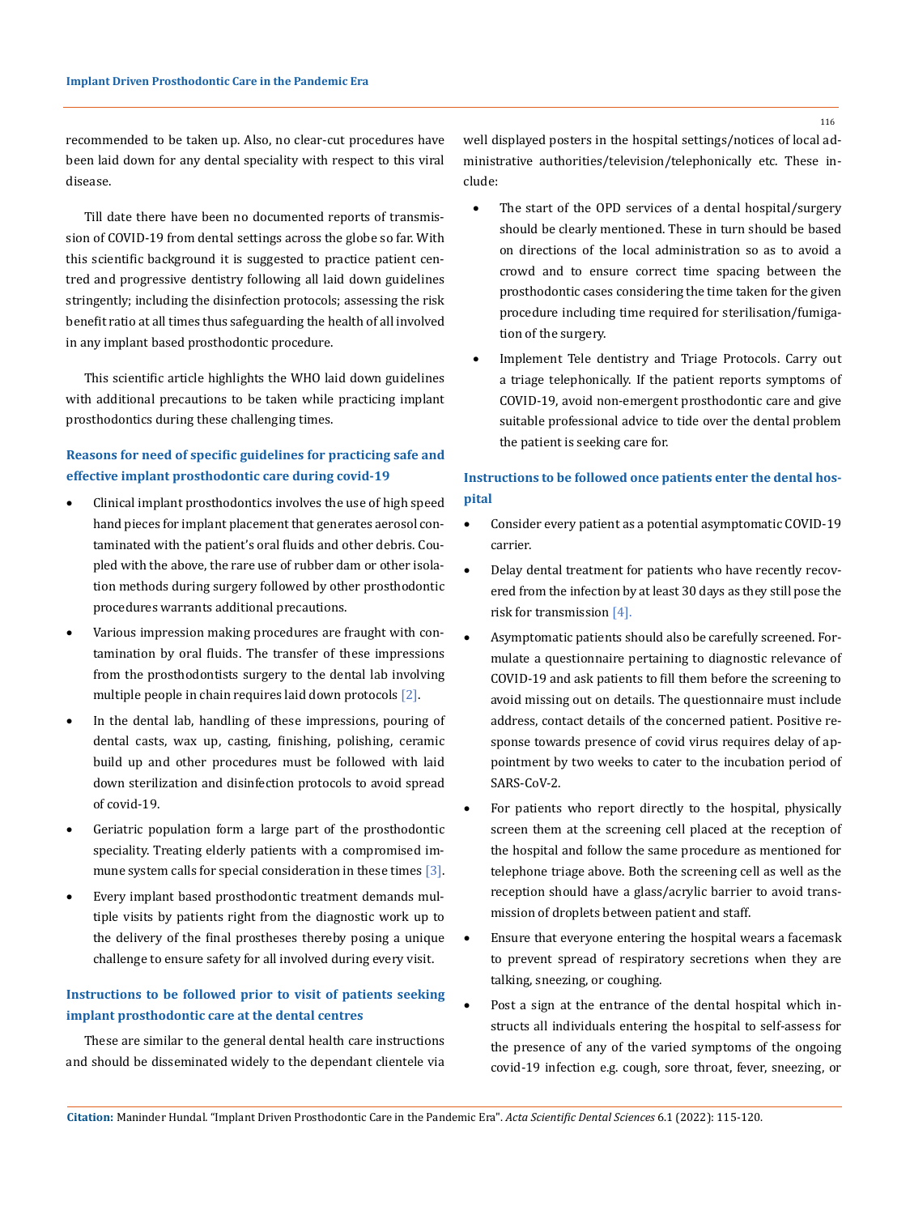recommended to be taken up. Also, no clear-cut procedures have been laid down for any dental speciality with respect to this viral disease.

Till date there have been no documented reports of transmission of COVID-19 from dental settings across the globe so far. With this scientific background it is suggested to practice patient centred and progressive dentistry following all laid down guidelines stringently; including the disinfection protocols; assessing the risk benefit ratio at all times thus safeguarding the health of all involved in any implant based prosthodontic procedure.

This scientific article highlights the WHO laid down guidelines with additional precautions to be taken while practicing implant prosthodontics during these challenging times.

### Reasons for need of specific guidelines for practicing safe and effective implant prosthodontic care during covid-19

- Clinical implant prosthodontics involves the use of high speed hand pieces for implant placement that generates aerosol contaminated with the patient's oral fluids and other debris. Coupled with the above, the rare use of rubber dam or other isolation methods during surgery followed by other prosthodontic procedures warrants additional precautions.
- Various impression making procedures are fraught with contamination by oral fluids. The transfer of these impressions from the prosthodontists surgery to the dental lab involving multiple people in chain requires laid down protocols [2].
- In the dental lab, handling of these impressions, pouring of dental casts, wax up, casting, finishing, polishing, ceramic build up and other procedures must be followed with laid down sterilization and disinfection protocols to avoid spread of covid-19.
- Geriatric population form a large part of the prosthodontic speciality. Treating elderly patients with a compromised immune system calls for special consideration in these times [3].
- Every implant based prosthodontic treatment demands multiple visits by patients right from the diagnostic work up to the delivery of the final prostheses thereby posing a unique challenge to ensure safety for all involved during every visit.

### Instructions to be followed prior to visit of patients seeking implant prosthodontic care at the dental centres

These are similar to the general dental health care instructions and should be disseminated widely to the dependant clientele via well displayed posters in the hospital settings/notices of local administrative authorities/television/telephonically etc. These include:

- The start of the OPD services of a dental hospital/surgery should be clearly mentioned. These in turn should be based on directions of the local administration so as to avoid a crowd and to ensure correct time spacing between the prosthodontic cases considering the time taken for the given procedure including time required for sterilisation/fumigation of the surgery.
- Implement Tele dentistry and Triage Protocols. Carry out a triage telephonically. If the patient reports symptoms of COVID-19, avoid non-emergent prosthodontic care and give suitable professional advice to tide over the dental problem the patient is seeking care for.

### Instructions to be followed once patients enter the dental hospital

- Consider every patient as a potential asymptomatic COVID-19 carrier.
- Delay dental treatment for patients who have recently recovered from the infection by at least 30 days as they still pose the risk for transmission [4].
- Asymptomatic patients should also be carefully screened. Formulate a questionnaire pertaining to diagnostic relevance of COVID-19 and ask patients to fill them before the screening to avoid missing out on details. The questionnaire must include address, contact details of the concerned patient. Positive response towards presence of covid virus requires delay of appointment by two weeks to cater to the incubation period of SARS-CoV-2.
- For patients who report directly to the hospital, physically screen them at the screening cell placed at the reception of the hospital and follow the same procedure as mentioned for telephone triage above. Both the screening cell as well as the reception should have a glass/acrylic barrier to avoid transmission of droplets between patient and staff.
- Ensure that everyone entering the hospital wears a facemask to prevent spread of respiratory secretions when they are talking, sneezing, or coughing.
- Post a sign at the entrance of the dental hospital which instructs all individuals entering the hospital to self-assess for the presence of any of the varied symptoms of the ongoing covid-19 infection e.g. cough, sore throat, fever, sneezing, or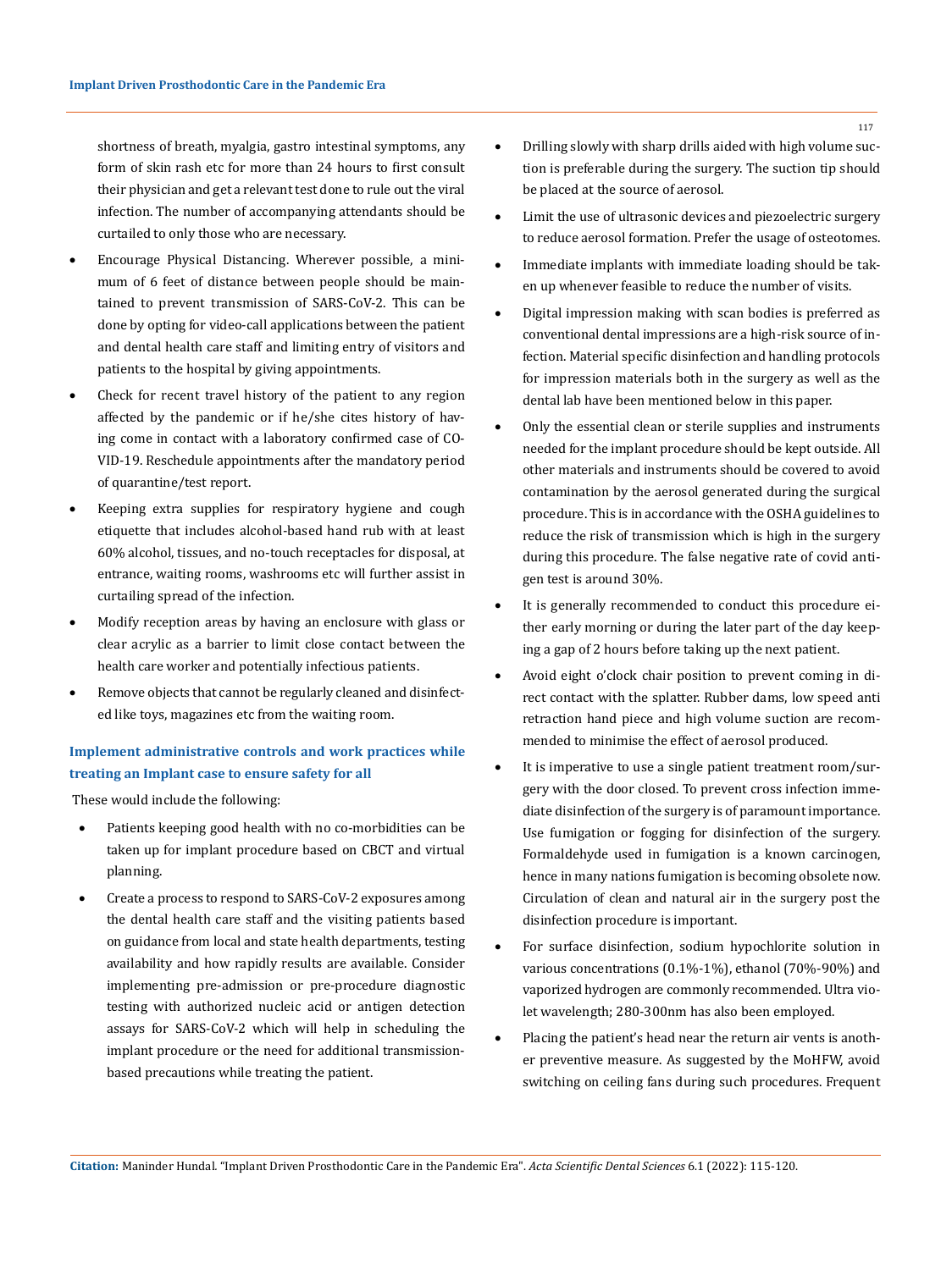shortness of breath, myalgia, gastro intestinal symptoms, any form of skin rash etc for more than 24 hours to first consult their physician and get a relevant test done to rule out the viral infection. The number of accompanying attendants should be curtailed to only those who are necessary.

- Encourage Physical Distancing. Wherever possible, a minimum of 6 feet of distance between people should be maintained to prevent transmission of SARS-CoV-2. This can be done by opting for video-call applications between the patient and dental health care staff and limiting entry of visitors and patients to the hospital by giving appointments.
- Check for recent travel history of the patient to any region affected by the pandemic or if he/she cites history of having come in contact with a laboratory confirmed case of COVID-19. Reschedule appointments after the mandatory period of quarantine/test report.
- Keeping extra supplies for respiratory hygiene and cough etiquette that includes alcohol-based hand rub with at least 60% alcohol, tissues, and no-touch receptacles for disposal, at entrance, waiting rooms, washrooms etc will further assist in curtailing spread of the infection.
- Modify reception areas by having an enclosure with glass or clear acrylic as a barrier to limit close contact between the health care worker and potentially infectious patients.
- Remove objects that cannot be regularly cleaned and disinfected like toys, magazines etc from the waiting room.

### Implement administrative controls and work practices while treating an Implant case to ensure safety for all

These would include the following:

- Patients keeping good health with no co-morbidities can be taken up for implant procedure based on CBCT and virtual planning.
- Create a process to respond to SARS-CoV-2 exposures among the dental health care staff and the visiting patients based on guidance from local and state health departments, testing availability and how rapidly results are available. Consider implementing pre-admission or pre-procedure diagnostic testing with authorized nucleic acid or antigen detection assays for SARS-CoV-2 which will help in scheduling the implant procedure or the need for additional transmission-based precautions while treating the patient.
- Drilling slowly with sharp drills aided with high volume suction is preferable during the surgery. The suction tip should be placed at the source of aerosol.
- Limit the use of ultrasonic devices and piezoelectric surgery to reduce aerosol formation. Prefer the usage of osteotomes.
- Immediate implants with immediate loading should be taken up whenever feasible to reduce the number of visits.
- Digital impression making with scan bodies is preferred as conventional dental impressions are a high-risk source of infection. Material specific disinfection and handling protocols for impression materials both in the surgery as well as the dental lab have been mentioned below in this paper.
- Only the essential clean or sterile supplies and instruments needed for the implant procedure should be kept outside. All other materials and instruments should be covered to avoid contamination by the aerosol generated during the surgical procedure. This is in accordance with the OSHA guidelines to reduce the risk of transmission which is high in the surgery during this procedure. The false negative rate of covid antigen test is around 30%.
- It is generally recommended to conduct this procedure either early morning or during the later part of the day keeping a gap of 2 hours before taking up the next patient.
- Avoid eight o'clock chair position to prevent coming in direct contact with the splatter. Rubber dams, low speed anti retraction hand piece and high volume suction are recommended to minimise the effect of aerosol produced.
- It is imperative to use a single patient treatment room/surgery with the door closed. To prevent cross infection immediate disinfection of the surgery is of paramount importance. Use fumigation or fogging for disinfection of the surgery. Formaldehyde used in fumigation is a known carcinogen, hence in many nations fumigation is becoming obsolete now. Circulation of clean and natural air in the surgery post the disinfection procedure is important.
- For surface disinfection, sodium hypochlorite solution in various concentrations (0.1%-1%), ethanol (70%-90%) and vaporized hydrogen are commonly recommended. Ultra violet wavelength; 280-300nm has also been employed.
- Placing the patient's head near the return air vents is another preventive measure. As suggested by the MoHFW, avoid switching on ceiling fans during such procedures. Frequent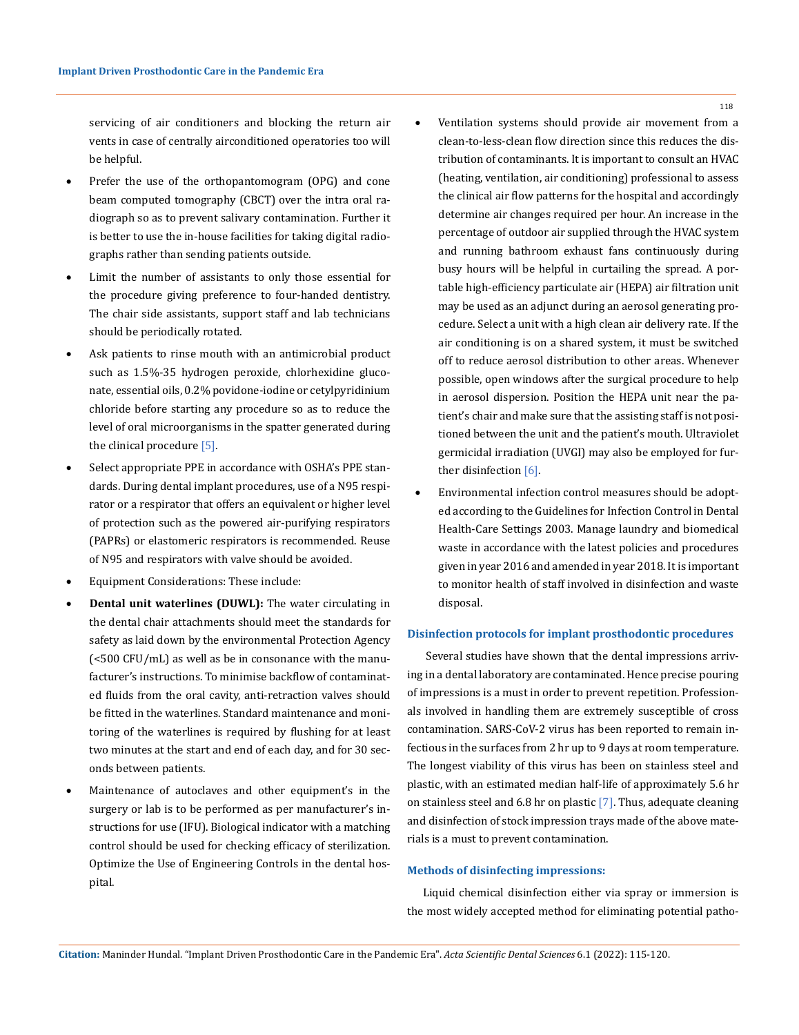servicing of air conditioners and blocking the return air vents in case of centrally airconditioned operatories too will be helpful.

- Prefer the use of the orthopantomogram (OPG) and cone beam computed tomography (CBCT) over the intra oral radiograph so as to prevent salivary contamination. Further it is better to use the in-house facilities for taking digital radiographs rather than sending patients outside.
- Limit the number of assistants to only those essential for the procedure giving preference to four-handed dentistry. The chair side assistants, support staff and lab technicians should be periodically rotated.
- Ask patients to rinse mouth with an antimicrobial product such as 1.5%-35 hydrogen peroxide, chlorhexidine gluconate, essential oils, 0.2% povidone-iodine or cetylpyridinium chloride before starting any procedure so as to reduce the level of oral microorganisms in the spatter generated during the clinical procedure [5].
- Select appropriate PPE in accordance with OSHA's PPE standards. During dental implant procedures, use of a N95 respirator or a respirator that offers an equivalent or higher level of protection such as the powered air-purifying respirators (PAPRs) or elastomeric respirators is recommended. Reuse of N95 and respirators with valve should be avoided.
- Equipment Considerations: These include:
- **Dental unit waterlines (DUWL):** The water circulating in the dental chair attachments should meet the standards for safety as laid down by the environmental Protection Agency (<500 CFU/mL) as well as be in consonance with the manufacturer's instructions. To minimise backflow of contaminated fluids from the oral cavity, anti-retraction valves should be fitted in the waterlines. Standard maintenance and monitoring of the waterlines is required by flushing for at least two minutes at the start and end of each day, and for 30 seconds between patients.
- Maintenance of autoclaves and other equipment's in the surgery or lab is to be performed as per manufacturer's instructions for use (IFU). Biological indicator with a matching control should be used for checking efficacy of sterilization. Optimize the Use of Engineering Controls in the dental hospital.
- Ventilation systems should provide air movement from a clean-to-less-clean flow direction since this reduces the distribution of contaminants. It is important to consult an HVAC (heating, ventilation, air conditioning) professional to assess the clinical air flow patterns for the hospital and accordingly determine air changes required per hour. An increase in the percentage of outdoor air supplied through the HVAC system and running bathroom exhaust fans continuously during busy hours will be helpful in curtailing the spread. A portable high-efficiency particulate air (HEPA) air filtration unit may be used as an adjunct during an aerosol generating procedure. Select a unit with a high clean air delivery rate. If the air conditioning is on a shared system, it must be switched off to reduce aerosol distribution to other areas. Whenever possible, open windows after the surgical procedure to help in aerosol dispersion. Position the HEPA unit near the patient's chair and make sure that the assisting staff is not positioned between the unit and the patient's mouth. Ultraviolet germicidal irradiation (UVGI) may also be employed for further disinfection [6].
- Environmental infection control measures should be adopted according to the Guidelines for Infection Control in Dental Health-Care Settings 2003. Manage laundry and biomedical waste in accordance with the latest policies and procedures given in year 2016 and amended in year 2018. It is important to monitor health of staff involved in disinfection and waste disposal.

### Disinfection protocols for implant prosthodontic procedures

Several studies have shown that the dental impressions arriving in a dental laboratory are contaminated. Hence precise pouring of impressions is a must in order to prevent repetition. Professionals involved in handling them are extremely susceptible of cross contamination. SARS-CoV-2 virus has been reported to remain infectious in the surfaces from 2 hr up to 9 days at room temperature. The longest viability of this virus has been on stainless steel and plastic, with an estimated median half-life of approximately 5.6 hr on stainless steel and 6.8 hr on plastic [7]. Thus, adequate cleaning and disinfection of stock impression trays made of the above materials is a must to prevent contamination.

### Methods of disinfecting impressions:

Liquid chemical disinfection either via spray or immersion is the most widely accepted method for eliminating potential patho-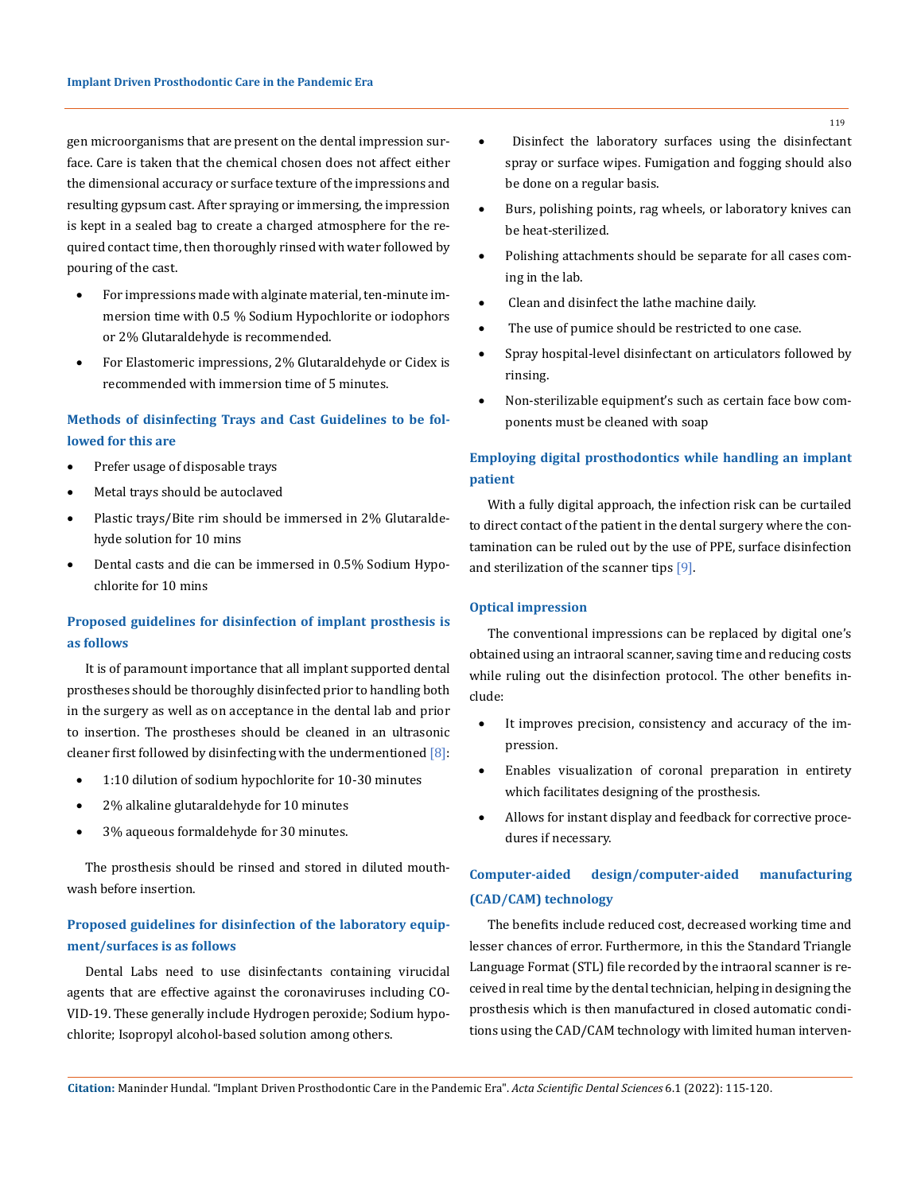gen microorganisms that are present on the dental impression surface. Care is taken that the chemical chosen does not affect either the dimensional accuracy or surface texture of the impressions and resulting gypsum cast. After spraying or immersing, the impression is kept in a sealed bag to create a charged atmosphere for the required contact time, then thoroughly rinsed with water followed by pouring of the cast.

- For impressions made with alginate material, ten-minute immersion time with 0.5 % Sodium Hypochlorite or iodophors or 2% Glutaraldehyde is recommended.
- For Elastomeric impressions, 2% Glutaraldehyde or Cidex is recommended with immersion time of 5 minutes.

### Methods of disinfecting Trays and Cast Guidelines to be followed for this are

- Prefer usage of disposable trays
- Metal trays should be autoclaved
- Plastic trays/Bite rim should be immersed in 2% Glutaraldehyde solution for 10 mins
- Dental casts and die can be immersed in 0.5% Sodium Hypochlorite for 10 mins

### Proposed guidelines for disinfection of implant prosthesis is as follows

It is of paramount importance that all implant supported dental prostheses should be thoroughly disinfected prior to handling both in the surgery as well as on acceptance in the dental lab and prior to insertion. The prostheses should be cleaned in an ultrasonic cleaner first followed by disinfecting with the undermentioned [8]:

- 1:10 dilution of sodium hypochlorite for 10-30 minutes
- 2% alkaline glutaraldehyde for 10 minutes
- 3% aqueous formaldehyde for 30 minutes.

The prosthesis should be rinsed and stored in diluted mouthwash before insertion.

### Proposed guidelines for disinfection of the laboratory equipment/surfaces is as follows

Dental Labs need to use disinfectants containing virucidal agents that are effective against the coronaviruses including COVID-19. These generally include Hydrogen peroxide; Sodium hypochlorite; Isopropyl alcohol-based solution among others.

- Disinfect the laboratory surfaces using the disinfectant spray or surface wipes. Fumigation and fogging should also be done on a regular basis.
- Burs, polishing points, rag wheels, or laboratory knives can be heat-sterilized.
- Polishing attachments should be separate for all cases coming in the lab.
- Clean and disinfect the lathe machine daily.
- The use of pumice should be restricted to one case.
- Spray hospital-level disinfectant on articulators followed by rinsing.
- Non-sterilizable equipment's such as certain face bow components must be cleaned with soap

### Employing digital prosthodontics while handling an implant patient

With a fully digital approach, the infection risk can be curtailed to direct contact of the patient in the dental surgery where the contamination can be ruled out by the use of PPE, surface disinfection and sterilization of the scanner tips [9].

### Optical impression

The conventional impressions can be replaced by digital one's obtained using an intraoral scanner, saving time and reducing costs while ruling out the disinfection protocol. The other benefits include:

- It improves precision, consistency and accuracy of the impression.
- Enables visualization of coronal preparation in entirety which facilitates designing of the prosthesis.
- Allows for instant display and feedback for corrective procedures if necessary.

### Computer-aided design/computer-aided manufacturing (CAD/CAM) technology

The benefits include reduced cost, decreased working time and lesser chances of error. Furthermore, in this the Standard Triangle Language Format (STL) file recorded by the intraoral scanner is received in real time by the dental technician, helping in designing the prosthesis which is then manufactured in closed automatic conditions using the CAD/CAM technology with limited human interven-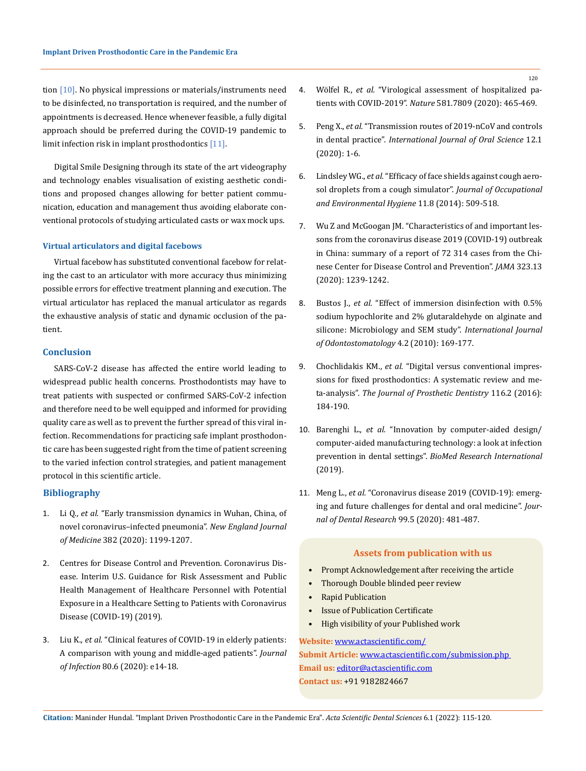tion [10]. No physical impressions or materials/instruments need to be disinfected, no transportation is required, and the number of appointments is decreased. Hence whenever feasible, a fully digital approach should be preferred during the COVID-19 pandemic to limit infection risk in implant prosthodontics [11].

Digital Smile Designing through its state of the art videography and technology enables visualisation of existing aesthetic conditions and proposed changes allowing for better patient communication, education and management thus avoiding elaborate conventional protocols of studying articulated casts or wax mock ups.

### Virtual articulators and digital facebows

Virtual facebow has substituted conventional facebow for relating the cast to an articulator with more accuracy thus minimizing possible errors for effective treatment planning and execution. The virtual articulator has replaced the manual articulator as regards the exhaustive analysis of static and dynamic occlusion of the patient.

## Conclusion

SARS-CoV-2 disease has affected the entire world leading to widespread public health concerns. Prosthodontists may have to treat patients with suspected or confirmed SARS-CoV-2 infection and therefore need to be well equipped and informed for providing quality care as well as to prevent the further spread of this viral infection. Recommendations for practicing safe implant prosthodontic care has been suggested right from the time of patient screening to the varied infection control strategies, and patient management protocol in this scientific article.

## Bibliography

1. Li Q., *et al.* "Early transmission dynamics in Wuhan, China, of novel coronavirus–infected pneumonia". *New England Journal of Medicine* 382 (2020): 1199-1207.
2. Centres for Disease Control and Prevention. Coronavirus Disease. Interim U.S. Guidance for Risk Assessment and Public Health Management of Healthcare Personnel with Potential Exposure in a Healthcare Setting to Patients with Coronavirus Disease (COVID-19) (2019).
3. Liu K., *et al.* "Clinical features of COVID-19 in elderly patients: A comparison with young and middle-aged patients". *Journal of Infection* 80.6 (2020): e14-18.
4. Wölfel R., *et al.* "Virological assessment of hospitalized patients with COVID-2019". *Nature* 581.7809 (2020): 465-469.
5. Peng X., *et al.* "Transmission routes of 2019-nCoV and controls in dental practice". *International Journal of Oral Science* 12.1 (2020): 1-6.
6. Lindsley WG., *et al.* "Efficacy of face shields against cough aerosol droplets from a cough simulator". *Journal of Occupational and Environmental Hygiene* 11.8 (2014): 509-518.
7. Wu Z and McGoogan JM. "Characteristics of and important lessons from the coronavirus disease 2019 (COVID-19) outbreak in China: summary of a report of 72 314 cases from the Chinese Center for Disease Control and Prevention". *JAMA* 323.13 (2020): 1239-1242.
8. Bustos J., *et al.* "Effect of immersion disinfection with 0.5% sodium hypochlorite and 2% glutaraldehyde on alginate and silicone: Microbiology and SEM study". *International Journal of Odontostomatology* 4.2 (2010): 169-177.
9. Chochlidakis KM., *et al.* "Digital versus conventional impressions for fixed prosthodontics: A systematic review and meta-analysis". *The Journal of Prosthetic Dentistry* 116.2 (2016): 184-190.
10. Barenghi L., *et al.* "Innovation by computer-aided design/computer-aided manufacturing technology: a look at infection prevention in dental settings". *BioMed Research International* (2019).
11. Meng L., *et al.* "Coronavirus disease 2019 (COVID-19): emerging and future challenges for dental and oral medicine". *Journal of Dental Research* 99.5 (2020): 481-487.

**Assets from publication with us**

- Prompt Acknowledgement after receiving the article
- Thorough Double blinded peer review
- Rapid Publication
- Issue of Publication Certificate
- High visibility of your Published work

**Website:** www.actascientific.com/
**Submit Article:** www.actascientific.com/submission.php
**Email us:** editor@actascientific.com
**Contact us:** +91 9182824667